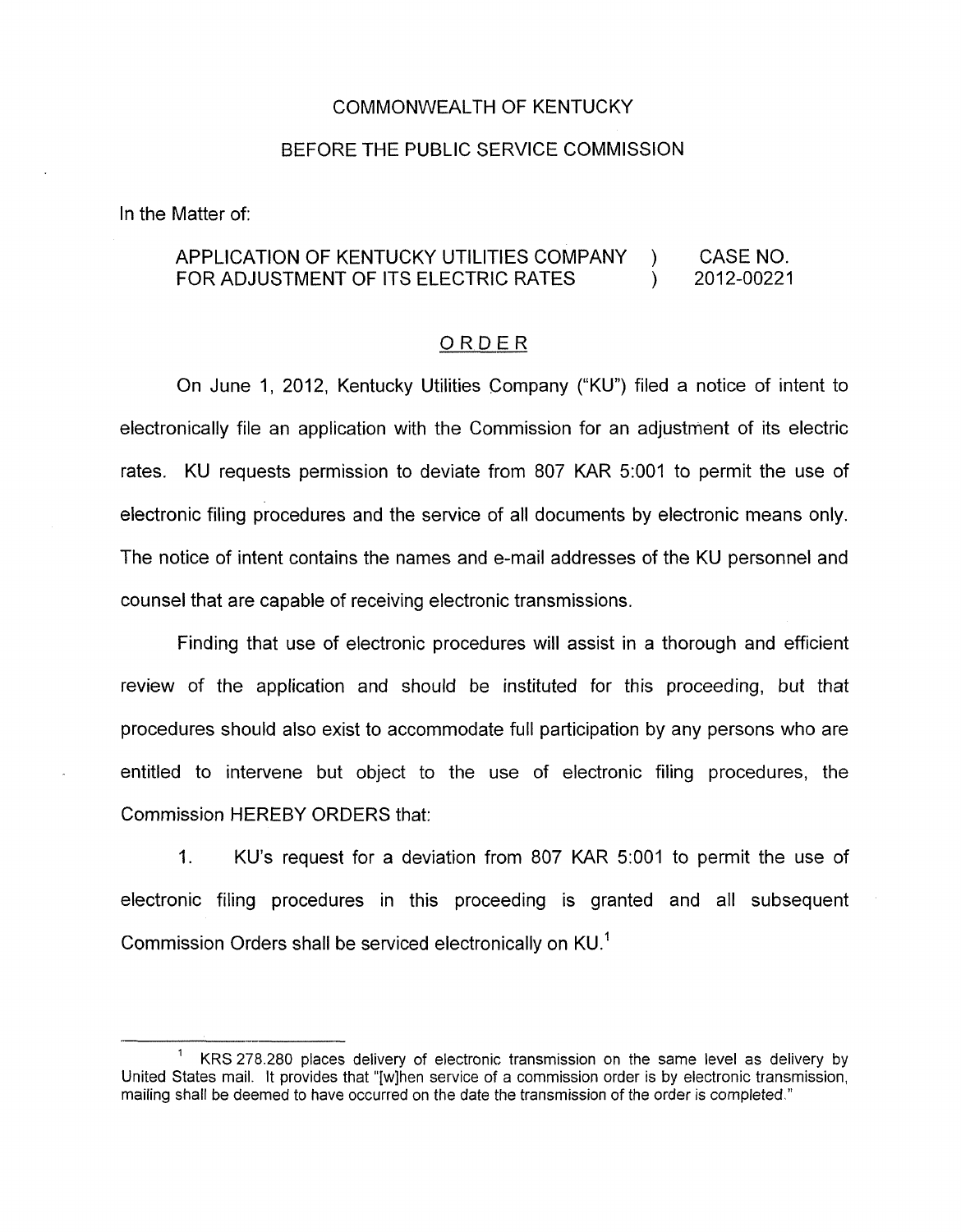COMMONWEALTH OF KENTUCKY

BEFORE THE PUBLIC SERVICE COMMISSION

In the Matter of:

| APPLICATION OF KENTUCKY UTILITIES COMPANY FOR ADJUSTMENT OF ITS ELECTRIC RATES | ) ) | CASE NO. 2012-00221 |
|---|---|---|

# ORDER

On June 1, 2012, Kentucky Utilities Company ("KU") filed a notice of intent to electronically file an application with the Commission for an adjustment of its electric rates. KU requests permission to deviate from 807 KAR 5:001 to permit the use of electronic filing procedures and the service of all documents by electronic means only. The notice of intent contains the names and e-mail addresses of the KU personnel and counsel that are capable of receiving electronic transmissions.

Finding that use of electronic procedures will assist in a thorough and efficient review of the application and should be instituted for this proceeding, but that procedures should also exist to accommodate full participation by any persons who are entitled to intervene but object to the use of electronic filing procedures, the Commission HEREBY ORDERS that:

1. KU's request for a deviation from 807 KAR 5:001 to permit the use of electronic filing procedures in this proceeding is granted and all subsequent Commission Orders shall be serviced electronically on KU.[1]

---

[1] KRS 278.280 places delivery of electronic transmission on the same level as delivery by United States mail. It provides that "[w]hen service of a commission order is by electronic transmission, mailing shall be deemed to have occurred on the date the transmission of the order is completed."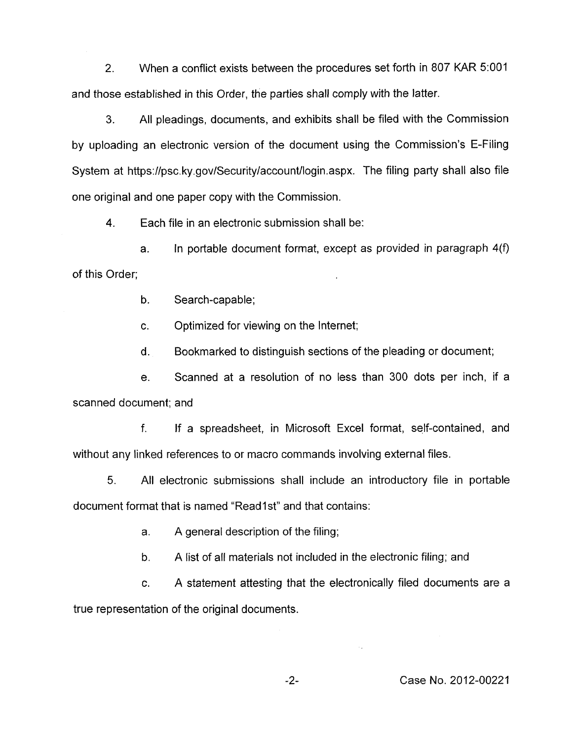2. When a conflict exists between the procedures set forth in 807 KAR 5:001 and those established in this Order, the parties shall comply with the latter.

3. All pleadings, documents, and exhibits shall be filed with the Commission by uploading an electronic version of the document using the Commission's E-Filing System at https://psc.ky.gov/Security/account/login.aspx. The filing party shall also file one original and one paper copy with the Commission.

4. Each file in an electronic submission shall be:

    a. In portable document format, except as provided in paragraph 4(f) of this Order;

    b. Search-capable;

    c. Optimized for viewing on the Internet;

    d. Bookmarked to distinguish sections of the pleading or document;

    e. Scanned at a resolution of no less than 300 dots per inch, if a scanned document; and

    f. If a spreadsheet, in Microsoft Excel format, self-contained, and without any linked references to or macro commands involving external files.

5. All electronic submissions shall include an introductory file in portable document format that is named "Read1st" and that contains:

    a. A general description of the filing;

    b. A list of all materials not included in the electronic filing; and

    c. A statement attesting that the electronically filed documents are a true representation of the original documents.

Case No. 2012-00221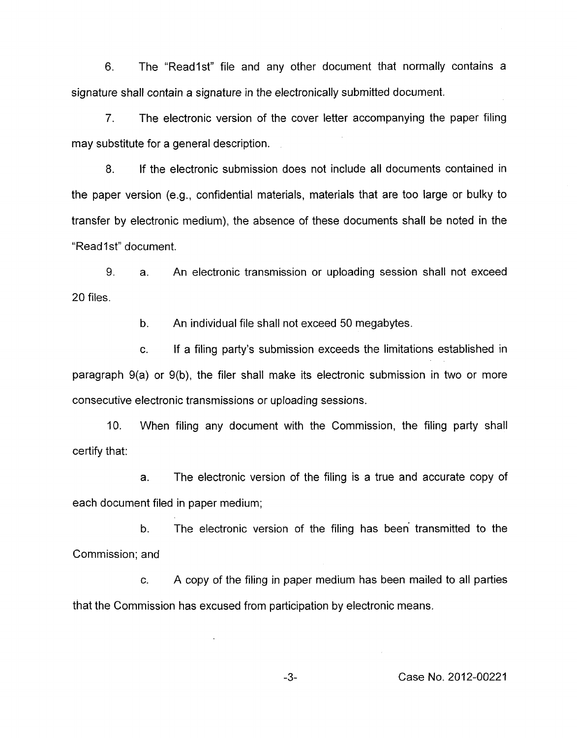6. The "Read1st" file and any other document that normally contains a signature shall contain a signature in the electronically submitted document.

7. The electronic version of the cover letter accompanying the paper filing may substitute for a general description.

8. If the electronic submission does not include all documents contained in the paper version (e.g., confidential materials, materials that are too large or bulky to transfer by electronic medium), the absence of these documents shall be noted in the "Read1st" document.

9. a. An electronic transmission or uploading session shall not exceed 20 files.

   b. An individual file shall not exceed 50 megabytes.

   c. If a filing party's submission exceeds the limitations established in paragraph 9(a) or 9(b), the filer shall make its electronic submission in two or more consecutive electronic transmissions or uploading sessions.

10. When filing any document with the Commission, the filing party shall certify that:

   a. The electronic version of the filing is a true and accurate copy of each document filed in paper medium;

   b. The electronic version of the filing has been transmitted to the Commission; and

   c. A copy of the filing in paper medium has been mailed to all parties that the Commission has excused from participation by electronic means.

Case No. 2012-00221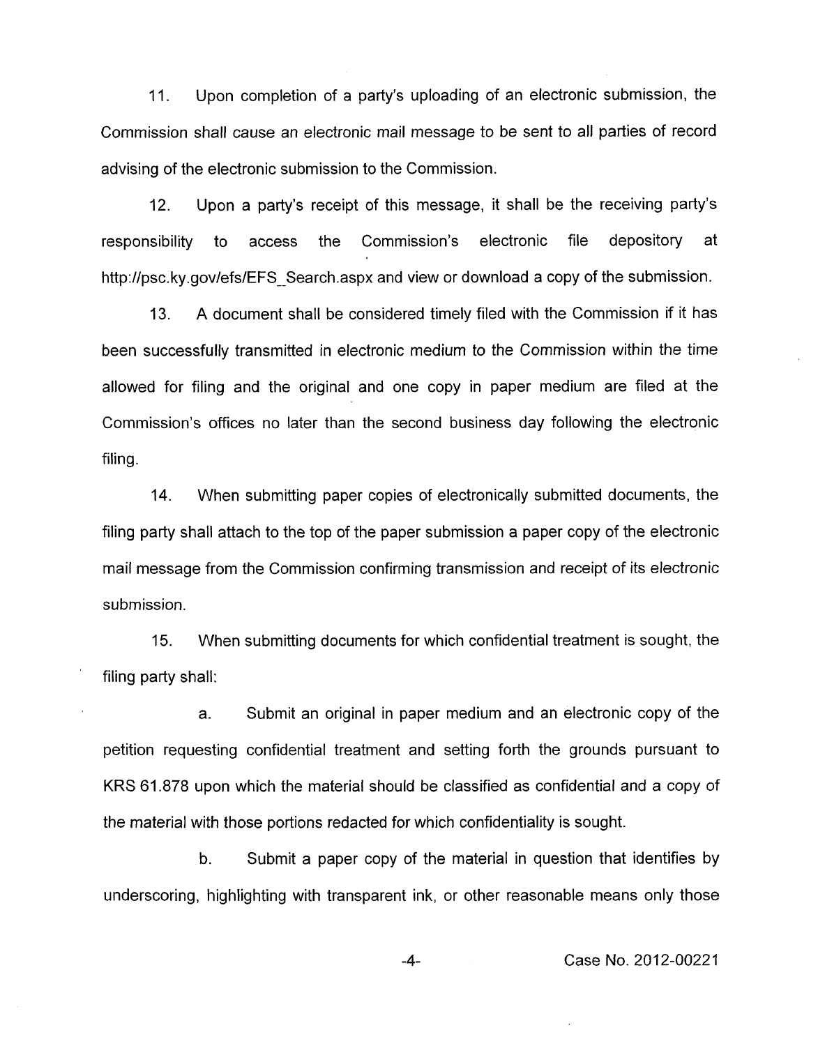11. Upon completion of a party's uploading of an electronic submission, the Commission shall cause an electronic mail message to be sent to all parties of record advising of the electronic submission to the Commission.

12. Upon a party's receipt of this message, it shall be the receiving party's responsibility to access the Commission's electronic file depository at http://psc.ky.gov/efs/EFS_Search.aspx and view or download a copy of the submission.

13. A document shall be considered timely filed with the Commission if it has been successfully transmitted in electronic medium to the Commission within the time allowed for filing and the original and one copy in paper medium are filed at the Commission's offices no later than the second business day following the electronic filing.

14. When submitting paper copies of electronically submitted documents, the filing party shall attach to the top of the paper submission a paper copy of the electronic mail message from the Commission confirming transmission and receipt of its electronic submission.

15. When submitting documents for which confidential treatment is sought, the filing party shall:

a. Submit an original in paper medium and an electronic copy of the petition requesting confidential treatment and setting forth the grounds pursuant to KRS 61.878 upon which the material should be classified as confidential and a copy of the material with those portions redacted for which confidentiality is sought.

b. Submit a paper copy of the material in question that identifies by underscoring, highlighting with transparent ink, or other reasonable means only those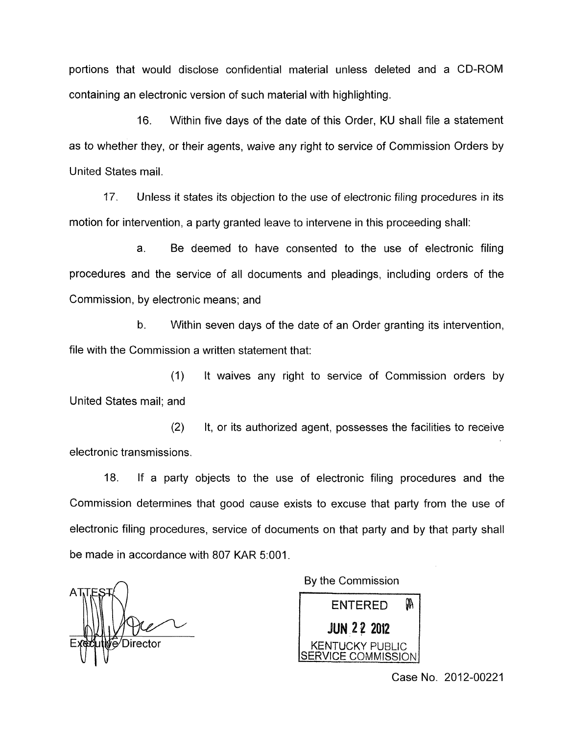portions that would disclose confidential material unless deleted and a CD-ROM containing an electronic version of such material with highlighting.

16. Within five days of the date of this Order, KU shall file a statement as to whether they, or their agents, waive any right to service of Commission Orders by United States mail.

17. Unless it states its objection to the use of electronic filing procedures in its motion for intervention, a party granted leave to intervene in this proceeding shall:

a. Be deemed to have consented to the use of electronic filing procedures and the service of all documents and pleadings, including orders of the Commission, by electronic means; and

b. Within seven days of the date of an Order granting its intervention, file with the Commission a written statement that:

(1) It waives any right to service of Commission orders by United States mail; and

(2) It, or its authorized agent, possesses the facilities to receive electronic transmissions.

18. If a party objects to the use of electronic filing procedures and the Commission determines that good cause exists to excuse that party from the use of electronic filing procedures, service of documents on that party and by that party shall be made in accordance with 807 KAR 5:001.

By the Commission

ENTERED

JUN 22 2012

KENTUCKY PUBLIC SERVICE COMMISSION

ATTEST:

Executive Director

Case No. 2012-00221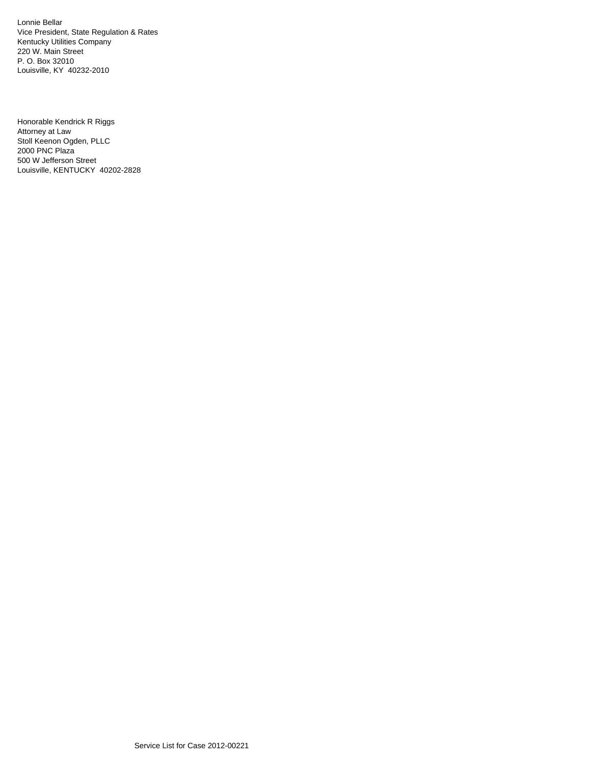Lonnie Bellar
Vice President, State Regulation & Rates
Kentucky Utilities Company
220 W. Main Street
P. O. Box 32010
Louisville, KY 40232-2010

Honorable Kendrick R Riggs
Attorney at Law
Stoll Keenon Ogden, PLLC
2000 PNC Plaza
500 W Jefferson Street
Louisville, KENTUCKY 40202-2828

Service List for Case 2012-00221